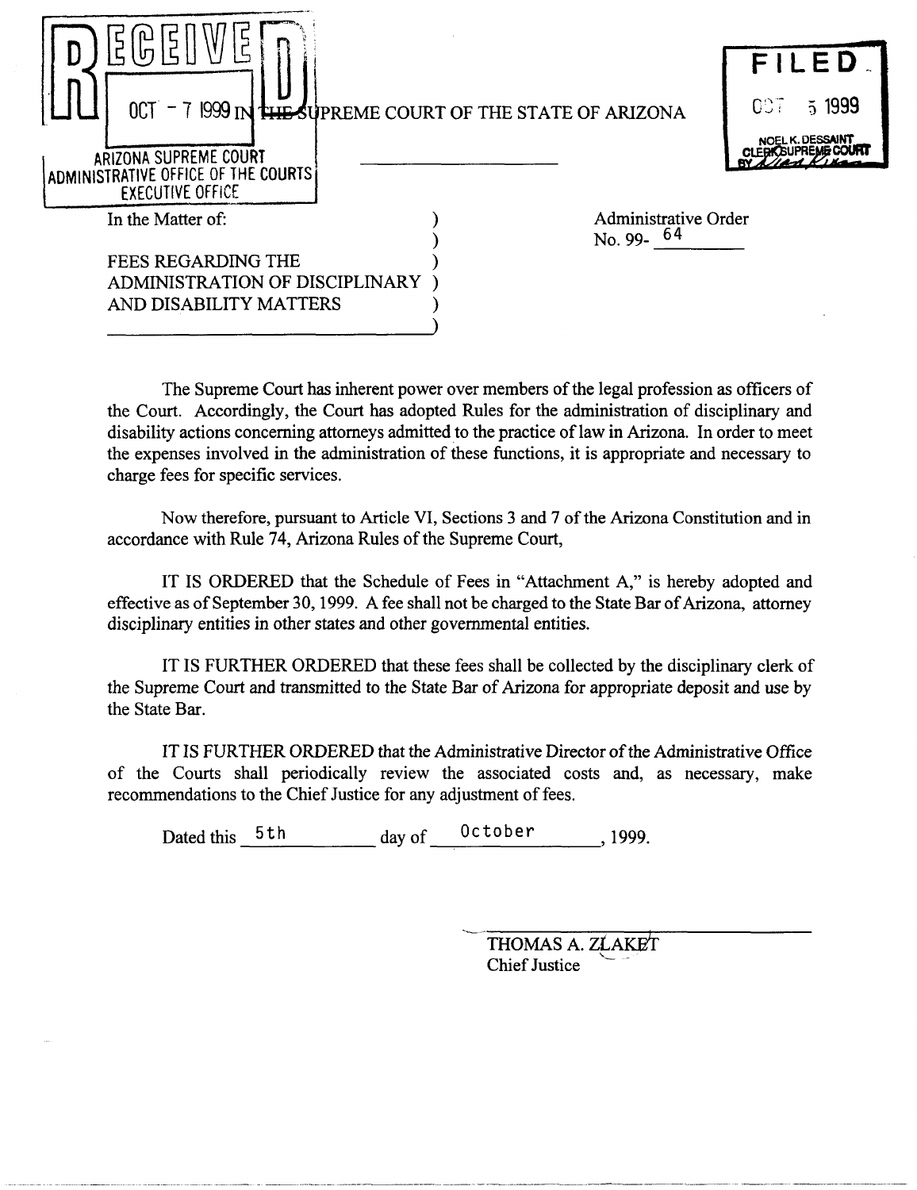RECEIVED
OCT - 7 1999
ARIZONA SUPREME COURT
ADMINISTRATIVE OFFICE OF THE COURTS
EXECUTIVE OFFICE

FILED
OCT 5 1999
NOEL K. DESSAINT
CLERK SUPREME COURT

# IN THE SUPREME COURT OF THE STATE OF ARIZONA

In the Matter of:

FEES REGARDING THE ADMINISTRATION OF DISCIPLINARY AND DISABILITY MATTERS

Administrative Order
No. 99- 64

The Supreme Court has inherent power over members of the legal profession as officers of the Court. Accordingly, the Court has adopted Rules for the administration of disciplinary and disability actions concerning attorneys admitted to the practice of law in Arizona. In order to meet the expenses involved in the administration of these functions, it is appropriate and necessary to charge fees for specific services.

Now therefore, pursuant to Article VI, Sections 3 and 7 of the Arizona Constitution and in accordance with Rule 74, Arizona Rules of the Supreme Court,

IT IS ORDERED that the Schedule of Fees in "Attachment A," is hereby adopted and effective as of September 30, 1999. A fee shall not be charged to the State Bar of Arizona, attorney disciplinary entities in other states and other governmental entities.

IT IS FURTHER ORDERED that these fees shall be collected by the disciplinary clerk of the Supreme Court and transmitted to the State Bar of Arizona for appropriate deposit and use by the State Bar.

IT IS FURTHER ORDERED that the Administrative Director of the Administrative Office of the Courts shall periodically review the associated costs and, as necessary, make recommendations to the Chief Justice for any adjustment of fees.

Dated this 5th day of October, 1999.

THOMAS A. ZLAKET
Chief Justice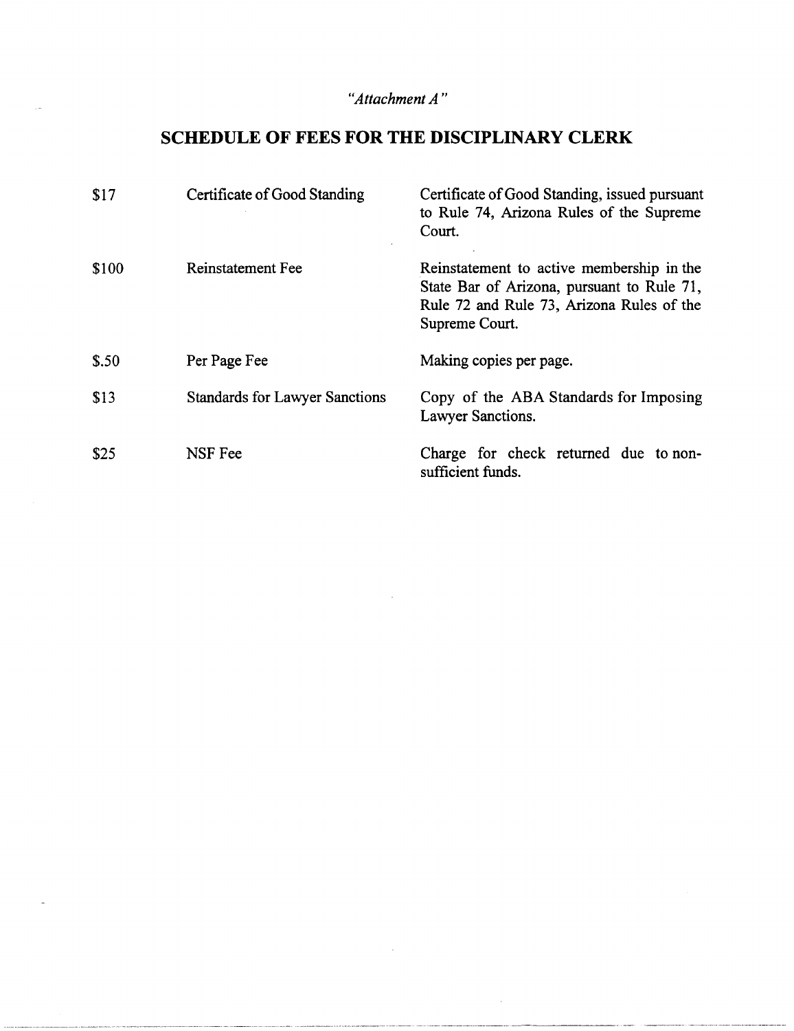*"Attachment A"*

## SCHEDULE OF FEES FOR THE DISCIPLINARY CLERK

| | | |
|---|---|---|
| $17 | Certificate of Good Standing | Certificate of Good Standing, issued pursuant to Rule 74, Arizona Rules of the Supreme Court. |
| $100 | Reinstatement Fee | Reinstatement to active membership in the State Bar of Arizona, pursuant to Rule 71, Rule 72 and Rule 73, Arizona Rules of the Supreme Court. |
| $.50 | Per Page Fee | Making copies per page. |
| $13 | Standards for Lawyer Sanctions | Copy of the ABA Standards for Imposing Lawyer Sanctions. |
| $25 | NSF Fee | Charge for check returned due to non-sufficient funds. |